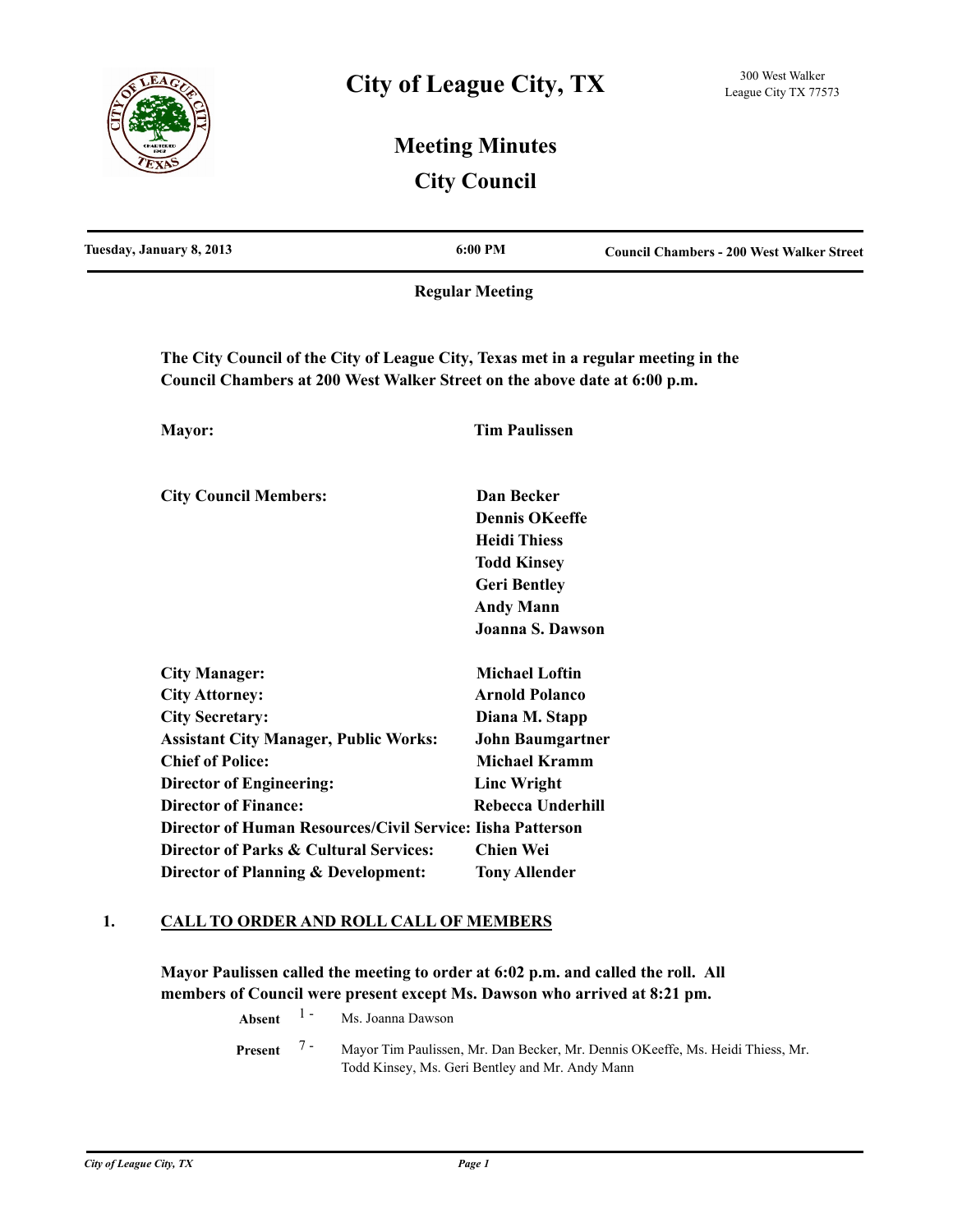# City of League City, TX

300 West Walker
League City TX 77573

## Meeting Minutes
## City Council

| Tuesday, January 8, 2013 | 6:00 PM | Council Chambers - 200 West Walker Street |
|---|---|---|

**Regular Meeting**

**The City Council of the City of League City, Texas met in a regular meeting in the Council Chambers at 200 West Walker Street on the above date at 6:00 p.m.**

| | |
|---|---|
| **Mayor:** | **Tim Paulissen** |
| **City Council Members:** | **Dan Becker** |
| | **Dennis OKeeffe** |
| | **Heidi Thiess** |
| | **Todd Kinsey** |
| | **Geri Bentley** |
| | **Andy Mann** |
| | **Joanna S. Dawson** |
| **City Manager:** | **Michael Loftin** |
| **City Attorney:** | **Arnold Polanco** |
| **City Secretary:** | **Diana M. Stapp** |
| **Assistant City Manager, Public Works:** | **John Baumgartner** |
| **Chief of Police:** | **Michael Kramm** |
| **Director of Engineering:** | **Linc Wright** |
| **Director of Finance:** | **Rebecca Underhill** |
| **Director of Human Resources/Civil Service:** | **Iisha Patterson** |
| **Director of Parks & Cultural Services:** | **Chien Wei** |
| **Director of Planning & Development:** | **Tony Allender** |

## 1. CALL TO ORDER AND ROLL CALL OF MEMBERS

**Mayor Paulissen called the meeting to order at 6:02 p.m. and called the roll. All members of Council were present except Ms. Dawson who arrived at 8:21 pm.**

**Absent** 1 - Ms. Joanna Dawson

**Present** 7 - Mayor Tim Paulissen, Mr. Dan Becker, Mr. Dennis OKeeffe, Ms. Heidi Thiess, Mr. Todd Kinsey, Ms. Geri Bentley and Mr. Andy Mann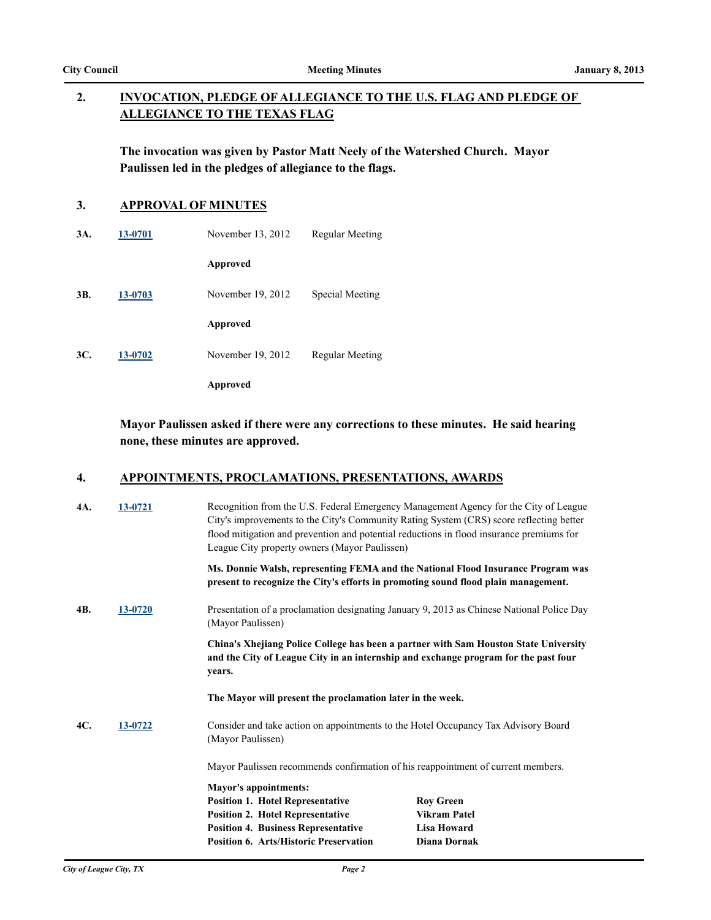## 2. INVOCATION, PLEDGE OF ALLEGIANCE TO THE U.S. FLAG AND PLEDGE OF ALLEGIANCE TO THE TEXAS FLAG

**The invocation was given by Pastor Matt Neely of the Watershed Church. Mayor Paulissen led in the pledges of allegiance to the flags.**

## 3. APPROVAL OF MINUTES

**3A.** 13-0701 November 13, 2012 Regular Meeting

**Approved**

**3B.** 13-0703 November 19, 2012 Special Meeting

**Approved**

**3C.** 13-0702 November 19, 2012 Regular Meeting

**Approved**

**Mayor Paulissen asked if there were any corrections to these minutes. He said hearing none, these minutes are approved.**

## 4. APPOINTMENTS, PROCLAMATIONS, PRESENTATIONS, AWARDS

**4A.** 13-0721 Recognition from the U.S. Federal Emergency Management Agency for the City of League City's improvements to the City's Community Rating System (CRS) score reflecting better flood mitigation and prevention and potential reductions in flood insurance premiums for League City property owners (Mayor Paulissen)

**Ms. Donnie Walsh, representing FEMA and the National Flood Insurance Program was present to recognize the City's efforts in promoting sound flood plain management.**

**4B.** 13-0720 Presentation of a proclamation designating January 9, 2013 as Chinese National Police Day (Mayor Paulissen)

**China's Xhejiang Police College has been a partner with Sam Houston State University and the City of League City in an internship and exchange program for the past four years.**

**The Mayor will present the proclamation later in the week.**

**4C.** 13-0722 Consider and take action on appointments to the Hotel Occupancy Tax Advisory Board (Mayor Paulissen)

Mayor Paulissen recommends confirmation of his reappointment of current members.

**Mayor's appointments:**

| Position | Appointee |
|---|---|
| **Position 1. Hotel Representative** | **Roy Green** |
| **Position 2. Hotel Representative** | **Vikram Patel** |
| **Position 4. Business Representative** | **Lisa Howard** |
| **Position 6. Arts/Historic Preservation** | **Diana Dornak** |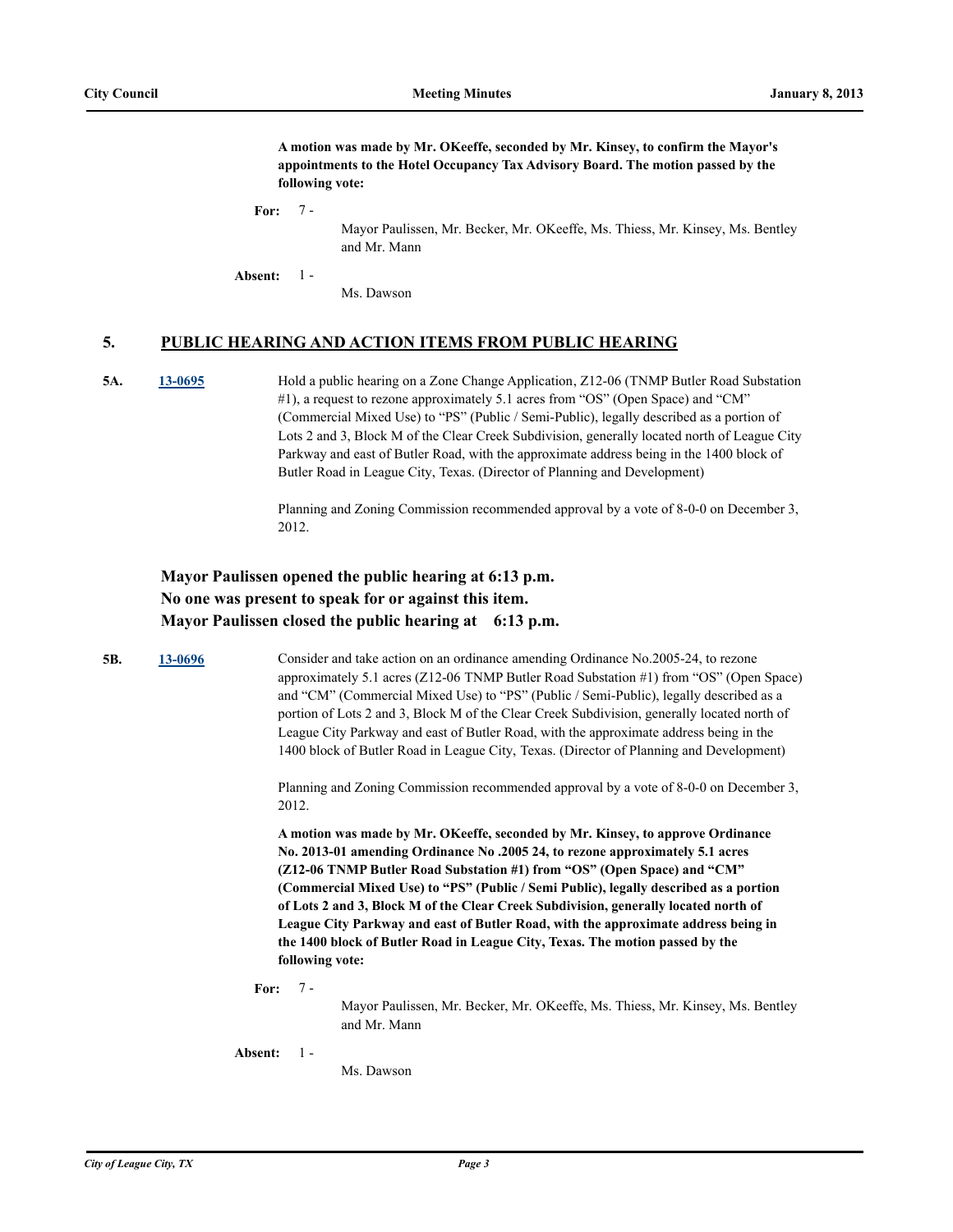**A motion was made by Mr. OKeeffe, seconded by Mr. Kinsey, to confirm the Mayor's appointments to the Hotel Occupancy Tax Advisory Board. The motion passed by the following vote:**

**For:** 7 - Mayor Paulissen, Mr. Becker, Mr. OKeeffe, Ms. Thiess, Mr. Kinsey, Ms. Bentley and Mr. Mann

**Absent:** 1 - Ms. Dawson

## 5. PUBLIC HEARING AND ACTION ITEMS FROM PUBLIC HEARING

**5A.** [13-0695](13-0695) Hold a public hearing on a Zone Change Application, Z12-06 (TNMP Butler Road Substation #1), a request to rezone approximately 5.1 acres from "OS" (Open Space) and "CM" (Commercial Mixed Use) to "PS" (Public / Semi-Public), legally described as a portion of Lots 2 and 3, Block M of the Clear Creek Subdivision, generally located north of League City Parkway and east of Butler Road, with the approximate address being in the 1400 block of Butler Road in League City, Texas. (Director of Planning and Development)

Planning and Zoning Commission recommended approval by a vote of 8-0-0 on December 3, 2012.

**Mayor Paulissen opened the public hearing at 6:13 p.m.**
**No one was present to speak for or against this item.**
**Mayor Paulissen closed the public hearing at 6:13 p.m.**

**5B.** [13-0696](13-0696) Consider and take action on an ordinance amending Ordinance No.2005-24, to rezone approximately 5.1 acres (Z12-06 TNMP Butler Road Substation #1) from "OS" (Open Space) and "CM" (Commercial Mixed Use) to "PS" (Public / Semi-Public), legally described as a portion of Lots 2 and 3, Block M of the Clear Creek Subdivision, generally located north of League City Parkway and east of Butler Road, with the approximate address being in the 1400 block of Butler Road in League City, Texas. (Director of Planning and Development)

Planning and Zoning Commission recommended approval by a vote of 8-0-0 on December 3, 2012.

**A motion was made by Mr. OKeeffe, seconded by Mr. Kinsey, to approve Ordinance No. 2013-01 amending Ordinance No .2005 24, to rezone approximately 5.1 acres (Z12-06 TNMP Butler Road Substation #1) from "OS" (Open Space) and "CM" (Commercial Mixed Use) to "PS" (Public / Semi Public), legally described as a portion of Lots 2 and 3, Block M of the Clear Creek Subdivision, generally located north of League City Parkway and east of Butler Road, with the approximate address being in the 1400 block of Butler Road in League City, Texas. The motion passed by the following vote:**

**For:** 7 - Mayor Paulissen, Mr. Becker, Mr. OKeeffe, Ms. Thiess, Mr. Kinsey, Ms. Bentley and Mr. Mann

**Absent:** 1 - Ms. Dawson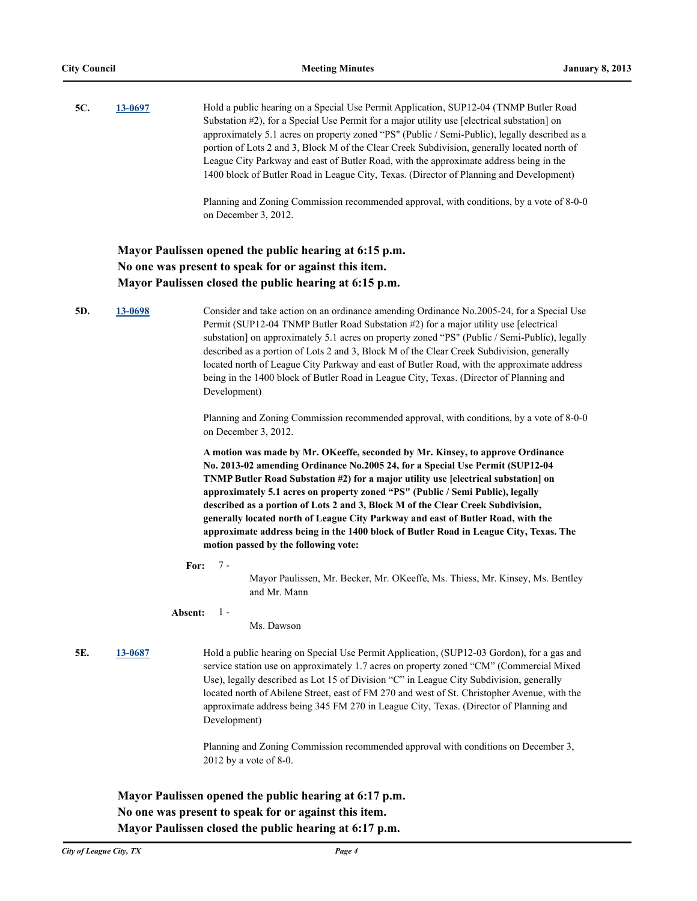**5C.** 13-0697

Hold a public hearing on a Special Use Permit Application, SUP12-04 (TNMP Butler Road Substation #2), for a Special Use Permit for a major utility use [electrical substation] on approximately 5.1 acres on property zoned “PS" (Public / Semi-Public), legally described as a portion of Lots 2 and 3, Block M of the Clear Creek Subdivision, generally located north of League City Parkway and east of Butler Road, with the approximate address being in the 1400 block of Butler Road in League City, Texas. (Director of Planning and Development)

Planning and Zoning Commission recommended approval, with conditions, by a vote of 8-0-0 on December 3, 2012.

**Mayor Paulissen opened the public hearing at 6:15 p.m.**
**No one was present to speak for or against this item.**
**Mayor Paulissen closed the public hearing at 6:15 p.m.**

**5D.** 13-0698

Consider and take action on an ordinance amending Ordinance No.2005-24, for a Special Use Permit (SUP12-04 TNMP Butler Road Substation #2) for a major utility use [electrical substation] on approximately 5.1 acres on property zoned “PS" (Public / Semi-Public), legally described as a portion of Lots 2 and 3, Block M of the Clear Creek Subdivision, generally located north of League City Parkway and east of Butler Road, with the approximate address being in the 1400 block of Butler Road in League City, Texas. (Director of Planning and Development)

Planning and Zoning Commission recommended approval, with conditions, by a vote of 8-0-0 on December 3, 2012.

**A motion was made by Mr. OKeeffe, seconded by Mr. Kinsey, to approve Ordinance No. 2013-02 amending Ordinance No.2005 24, for a Special Use Permit (SUP12-04 TNMP Butler Road Substation #2) for a major utility use [electrical substation] on approximately 5.1 acres on property zoned “PS" (Public / Semi Public), legally described as a portion of Lots 2 and 3, Block M of the Clear Creek Subdivision, generally located north of League City Parkway and east of Butler Road, with the approximate address being in the 1400 block of Butler Road in League City, Texas. The motion passed by the following vote:**

**For:** 7 - Mayor Paulissen, Mr. Becker, Mr. OKeeffe, Ms. Thiess, Mr. Kinsey, Ms. Bentley and Mr. Mann

**Absent:** 1 - Ms. Dawson

**5E.** 13-0687

Hold a public hearing on Special Use Permit Application, (SUP12-03 Gordon), for a gas and service station use on approximately 1.7 acres on property zoned “CM” (Commercial Mixed Use), legally described as Lot 15 of Division “C” in League City Subdivision, generally located north of Abilene Street, east of FM 270 and west of St. Christopher Avenue, with the approximate address being 345 FM 270 in League City, Texas. (Director of Planning and Development)

Planning and Zoning Commission recommended approval with conditions on December 3, 2012 by a vote of 8-0.

**Mayor Paulissen opened the public hearing at 6:17 p.m.**
**No one was present to speak for or against this item.**
**Mayor Paulissen closed the public hearing at 6:17 p.m.**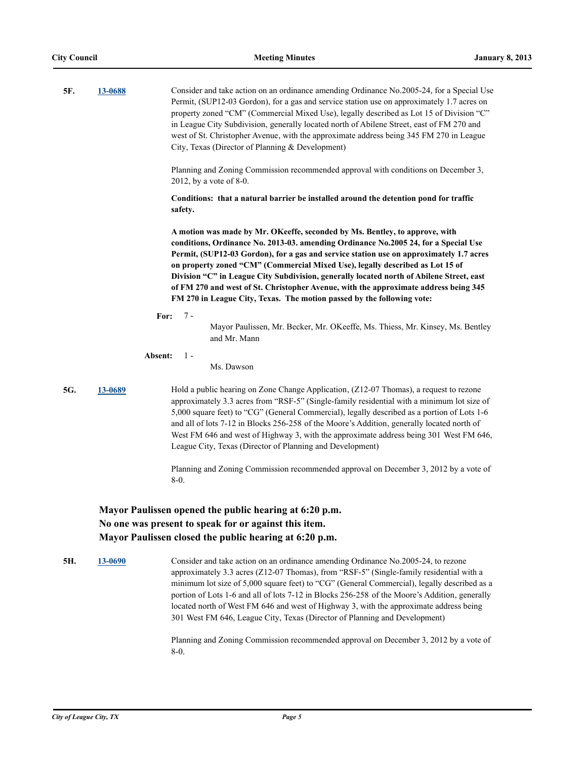**5F.** **13-0688** Consider and take action on an ordinance amending Ordinance No.2005-24, for a Special Use Permit, (SUP12-03 Gordon), for a gas and service station use on approximately 1.7 acres on property zoned "CM" (Commercial Mixed Use), legally described as Lot 15 of Division "C" in League City Subdivision, generally located north of Abilene Street, east of FM 270 and west of St. Christopher Avenue, with the approximate address being 345 FM 270 in League City, Texas (Director of Planning & Development)

Planning and Zoning Commission recommended approval with conditions on December 3, 2012, by a vote of 8-0.

**Conditions: that a natural barrier be installed around the detention pond for traffic safety.**

**A motion was made by Mr. OKeeffe, seconded by Ms. Bentley, to approve, with conditions, Ordinance No. 2013-03. amending Ordinance No.2005 24, for a Special Use Permit, (SUP12-03 Gordon), for a gas and service station use on approximately 1.7 acres on property zoned "CM" (Commercial Mixed Use), legally described as Lot 15 of Division "C" in League City Subdivision, generally located north of Abilene Street, east of FM 270 and west of St. Christopher Avenue, with the approximate address being 345 FM 270 in League City, Texas. The motion passed by the following vote:**

**For:** 7 - Mayor Paulissen, Mr. Becker, Mr. OKeeffe, Ms. Thiess, Mr. Kinsey, Ms. Bentley and Mr. Mann

**Absent:** 1 - Ms. Dawson

**5G.** **13-0689** Hold a public hearing on Zone Change Application, (Z12-07 Thomas), a request to rezone approximately 3.3 acres from "RSF-5" (Single-family residential with a minimum lot size of 5,000 square feet) to "CG" (General Commercial), legally described as a portion of Lots 1-6 and all of lots 7-12 in Blocks 256-258 of the Moore's Addition, generally located north of West FM 646 and west of Highway 3, with the approximate address being 301 West FM 646, League City, Texas (Director of Planning and Development)

Planning and Zoning Commission recommended approval on December 3, 2012 by a vote of 8-0.

**Mayor Paulissen opened the public hearing at 6:20 p.m.**
**No one was present to speak for or against this item.**
**Mayor Paulissen closed the public hearing at 6:20 p.m.**

**5H.** **13-0690** Consider and take action on an ordinance amending Ordinance No.2005-24, to rezone approximately 3.3 acres (Z12-07 Thomas), from "RSF-5" (Single-family residential with a minimum lot size of 5,000 square feet) to "CG" (General Commercial), legally described as a portion of Lots 1-6 and all of lots 7-12 in Blocks 256-258 of the Moore's Addition, generally located north of West FM 646 and west of Highway 3, with the approximate address being 301 West FM 646, League City, Texas (Director of Planning and Development)

Planning and Zoning Commission recommended approval on December 3, 2012 by a vote of 8-0.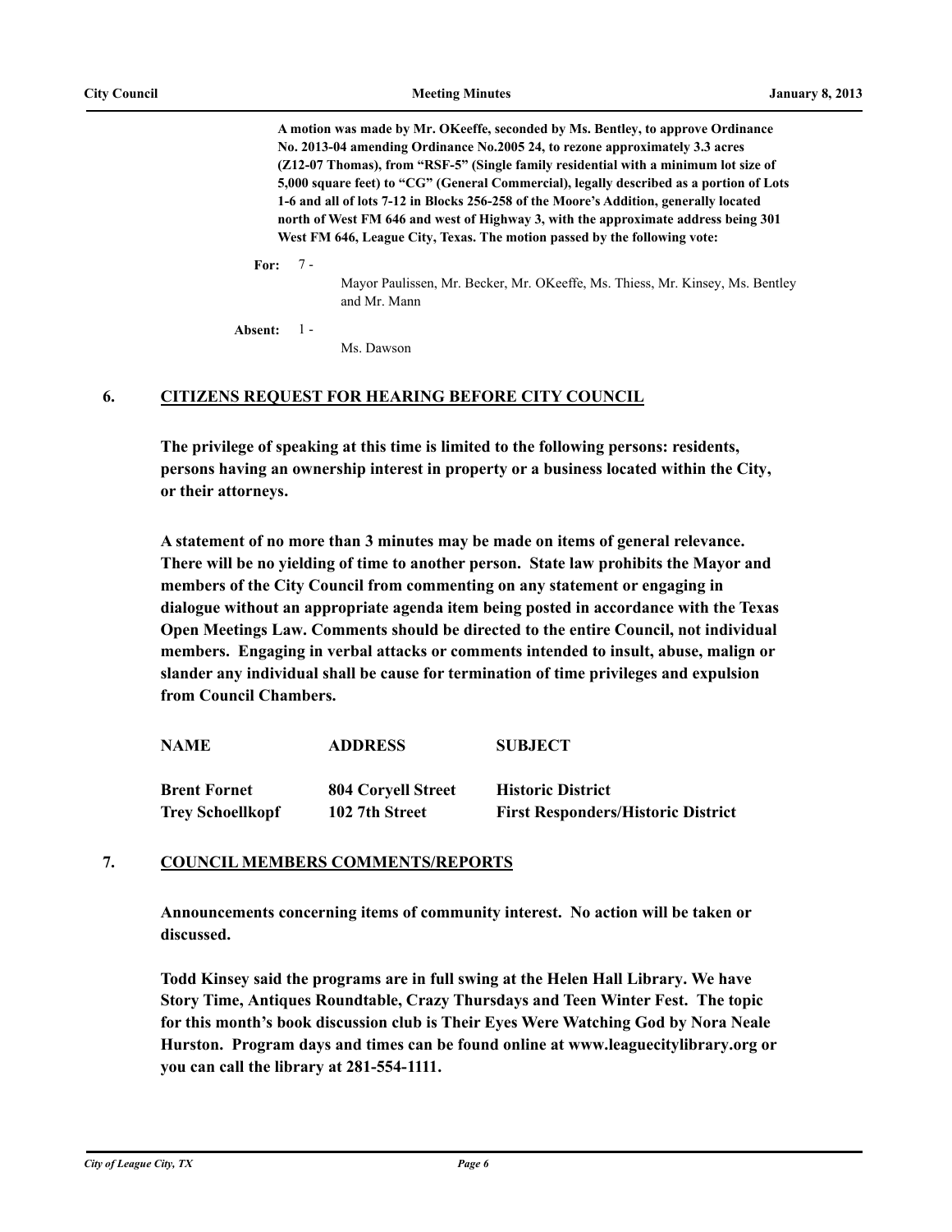**A motion was made by Mr. OKeeffe, seconded by Ms. Bentley, to approve Ordinance No. 2013-04 amending Ordinance No.2005 24, to rezone approximately 3.3 acres (Z12-07 Thomas), from "RSF-5" (Single family residential with a minimum lot size of 5,000 square feet) to "CG" (General Commercial), legally described as a portion of Lots 1-6 and all of lots 7-12 in Blocks 256-258 of the Moore's Addition, generally located north of West FM 646 and west of Highway 3, with the approximate address being 301 West FM 646, League City, Texas. The motion passed by the following vote:**

**For:** 7 - Mayor Paulissen, Mr. Becker, Mr. OKeeffe, Ms. Thiess, Mr. Kinsey, Ms. Bentley and Mr. Mann

**Absent:** 1 - Ms. Dawson

## 6. CITIZENS REQUEST FOR HEARING BEFORE CITY COUNCIL

**The privilege of speaking at this time is limited to the following persons: residents, persons having an ownership interest in property or a business located within the City, or their attorneys.**

**A statement of no more than 3 minutes may be made on items of general relevance. There will be no yielding of time to another person. State law prohibits the Mayor and members of the City Council from commenting on any statement or engaging in dialogue without an appropriate agenda item being posted in accordance with the Texas Open Meetings Law. Comments should be directed to the entire Council, not individual members. Engaging in verbal attacks or comments intended to insult, abuse, malign or slander any individual shall be cause for termination of time privileges and expulsion from Council Chambers.**

| NAME | ADDRESS | SUBJECT |
|---|---|---|
| Brent Fornet | 804 Coryell Street | Historic District |
| Trey Schoellkopf | 102 7th Street | First Responders/Historic District |

## 7. COUNCIL MEMBERS COMMENTS/REPORTS

**Announcements concerning items of community interest. No action will be taken or discussed.**

**Todd Kinsey said the programs are in full swing at the Helen Hall Library. We have Story Time, Antiques Roundtable, Crazy Thursdays and Teen Winter Fest. The topic for this month's book discussion club is Their Eyes Were Watching God by Nora Neale Hurston. Program days and times can be found online at www.leaguecitylibrary.org or you can call the library at 281-554-1111.**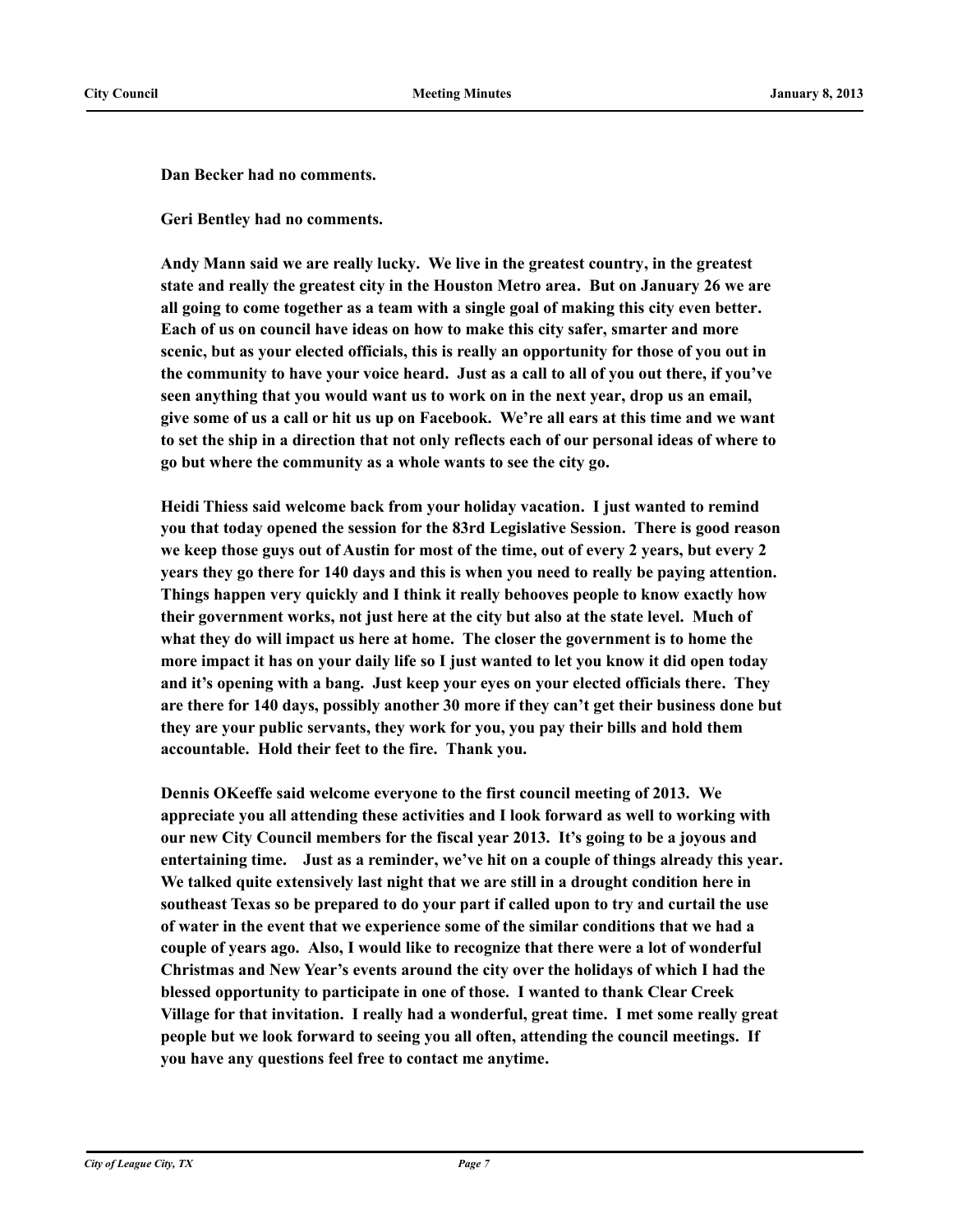**Dan Becker had no comments.**

**Geri Bentley had no comments.**

**Andy Mann said we are really lucky. We live in the greatest country, in the greatest state and really the greatest city in the Houston Metro area. But on January 26 we are all going to come together as a team with a single goal of making this city even better. Each of us on council have ideas on how to make this city safer, smarter and more scenic, but as your elected officials, this is really an opportunity for those of you out in the community to have your voice heard. Just as a call to all of you out there, if you've seen anything that you would want us to work on in the next year, drop us an email, give some of us a call or hit us up on Facebook. We're all ears at this time and we want to set the ship in a direction that not only reflects each of our personal ideas of where to go but where the community as a whole wants to see the city go.**

**Heidi Thiess said welcome back from your holiday vacation. I just wanted to remind you that today opened the session for the 83rd Legislative Session. There is good reason we keep those guys out of Austin for most of the time, out of every 2 years, but every 2 years they go there for 140 days and this is when you need to really be paying attention. Things happen very quickly and I think it really behooves people to know exactly how their government works, not just here at the city but also at the state level. Much of what they do will impact us here at home. The closer the government is to home the more impact it has on your daily life so I just wanted to let you know it did open today and it's opening with a bang. Just keep your eyes on your elected officials there. They are there for 140 days, possibly another 30 more if they can't get their business done but they are your public servants, they work for you, you pay their bills and hold them accountable. Hold their feet to the fire. Thank you.**

**Dennis OKeeffe said welcome everyone to the first council meeting of 2013. We appreciate you all attending these activities and I look forward as well to working with our new City Council members for the fiscal year 2013. It's going to be a joyous and entertaining time. Just as a reminder, we've hit on a couple of things already this year. We talked quite extensively last night that we are still in a drought condition here in southeast Texas so be prepared to do your part if called upon to try and curtail the use of water in the event that we experience some of the similar conditions that we had a couple of years ago. Also, I would like to recognize that there were a lot of wonderful Christmas and New Year's events around the city over the holidays of which I had the blessed opportunity to participate in one of those. I wanted to thank Clear Creek Village for that invitation. I really had a wonderful, great time. I met some really great people but we look forward to seeing you all often, attending the council meetings. If you have any questions feel free to contact me anytime.**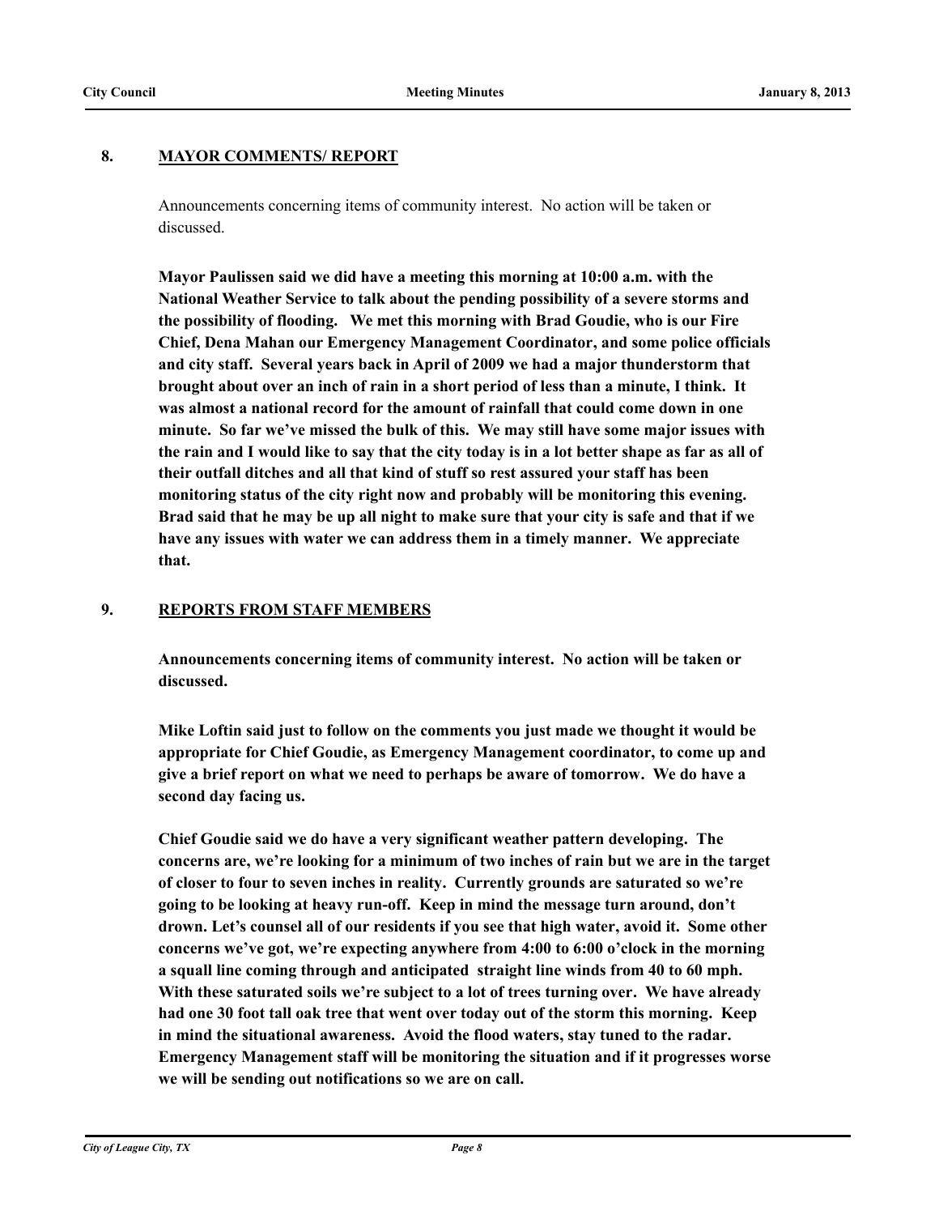## 8. MAYOR COMMENTS/ REPORT

Announcements concerning items of community interest. No action will be taken or discussed.

**Mayor Paulissen said we did have a meeting this morning at 10:00 a.m. with the National Weather Service to talk about the pending possibility of a severe storms and the possibility of flooding. We met this morning with Brad Goudie, who is our Fire Chief, Dena Mahan our Emergency Management Coordinator, and some police officials and city staff. Several years back in April of 2009 we had a major thunderstorm that brought about over an inch of rain in a short period of less than a minute, I think. It was almost a national record for the amount of rainfall that could come down in one minute. So far we've missed the bulk of this. We may still have some major issues with the rain and I would like to say that the city today is in a lot better shape as far as all of their outfall ditches and all that kind of stuff so rest assured your staff has been monitoring status of the city right now and probably will be monitoring this evening. Brad said that he may be up all night to make sure that your city is safe and that if we have any issues with water we can address them in a timely manner. We appreciate that.**

## 9. REPORTS FROM STAFF MEMBERS

**Announcements concerning items of community interest. No action will be taken or discussed.**

**Mike Loftin said just to follow on the comments you just made we thought it would be appropriate for Chief Goudie, as Emergency Management coordinator, to come up and give a brief report on what we need to perhaps be aware of tomorrow. We do have a second day facing us.**

**Chief Goudie said we do have a very significant weather pattern developing. The concerns are, we're looking for a minimum of two inches of rain but we are in the target of closer to four to seven inches in reality. Currently grounds are saturated so we're going to be looking at heavy run-off. Keep in mind the message turn around, don't drown. Let's counsel all of our residents if you see that high water, avoid it. Some other concerns we've got, we're expecting anywhere from 4:00 to 6:00 o'clock in the morning a squall line coming through and anticipated straight line winds from 40 to 60 mph. With these saturated soils we're subject to a lot of trees turning over. We have already had one 30 foot tall oak tree that went over today out of the storm this morning. Keep in mind the situational awareness. Avoid the flood waters, stay tuned to the radar. Emergency Management staff will be monitoring the situation and if it progresses worse we will be sending out notifications so we are on call.**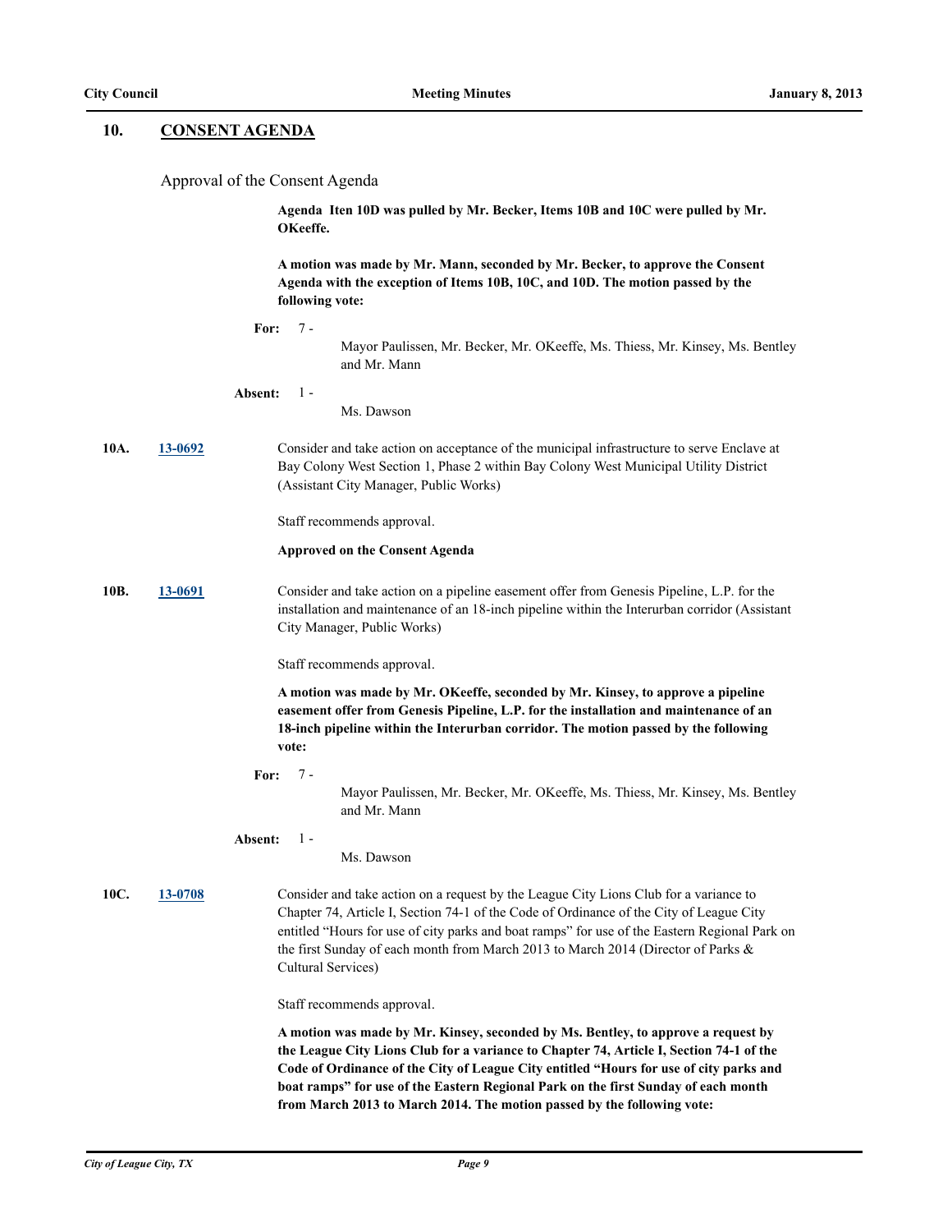## 10. CONSENT AGENDA

Approval of the Consent Agenda

**Agenda Iten 10D was pulled by Mr. Becker, Items 10B and 10C were pulled by Mr. OKeeffe.**

**A motion was made by Mr. Mann, seconded by Mr. Becker, to approve the Consent Agenda with the exception of Items 10B, 10C, and 10D. The motion passed by the following vote:**

**For:** 7 - Mayor Paulissen, Mr. Becker, Mr. OKeeffe, Ms. Thiess, Mr. Kinsey, Ms. Bentley and Mr. Mann

**Absent:** 1 - Ms. Dawson

**10A.** **13-0692** Consider and take action on acceptance of the municipal infrastructure to serve Enclave at Bay Colony West Section 1, Phase 2 within Bay Colony West Municipal Utility District (Assistant City Manager, Public Works)

Staff recommends approval.

**Approved on the Consent Agenda**

**10B.** **13-0691** Consider and take action on a pipeline easement offer from Genesis Pipeline, L.P. for the installation and maintenance of an 18-inch pipeline within the Interurban corridor (Assistant City Manager, Public Works)

Staff recommends approval.

**A motion was made by Mr. OKeeffe, seconded by Mr. Kinsey, to approve a pipeline easement offer from Genesis Pipeline, L.P. for the installation and maintenance of an 18-inch pipeline within the Interurban corridor. The motion passed by the following vote:**

**For:** 7 - Mayor Paulissen, Mr. Becker, Mr. OKeeffe, Ms. Thiess, Mr. Kinsey, Ms. Bentley and Mr. Mann

**Absent:** 1 - Ms. Dawson

**10C.** **13-0708** Consider and take action on a request by the League City Lions Club for a variance to Chapter 74, Article I, Section 74-1 of the Code of Ordinance of the City of League City entitled “Hours for use of city parks and boat ramps” for use of the Eastern Regional Park on the first Sunday of each month from March 2013 to March 2014 (Director of Parks & Cultural Services)

Staff recommends approval.

**A motion was made by Mr. Kinsey, seconded by Ms. Bentley, to approve a request by the League City Lions Club for a variance to Chapter 74, Article I, Section 74-1 of the Code of Ordinance of the City of League City entitled “Hours for use of city parks and boat ramps” for use of the Eastern Regional Park on the first Sunday of each month from March 2013 to March 2014. The motion passed by the following vote:**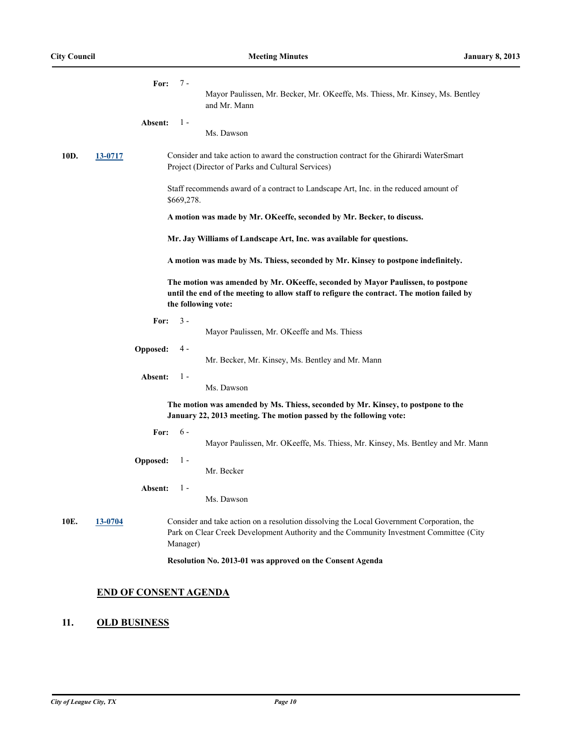**For:** 7 - Mayor Paulissen, Mr. Becker, Mr. OKeeffe, Ms. Thiess, Mr. Kinsey, Ms. Bentley and Mr. Mann

**Absent:** 1 - Ms. Dawson

**10D.** **13-0717**

Consider and take action to award the construction contract for the Ghirardi WaterSmart Project (Director of Parks and Cultural Services)

Staff recommends award of a contract to Landscape Art, Inc. in the reduced amount of $669,278.

**A motion was made by Mr. OKeeffe, seconded by Mr. Becker, to discuss.**

**Mr. Jay Williams of Landscape Art, Inc. was available for questions.**

**A motion was made by Ms. Thiess, seconded by Mr. Kinsey to postpone indefinitely.**

**The motion was amended by Mr. OKeeffe, seconded by Mayor Paulissen, to postpone until the end of the meeting to allow staff to refigure the contract. The motion failed by the following vote:**

**For:** 3 - Mayor Paulissen, Mr. OKeeffe and Ms. Thiess

**Opposed:** 4 - Mr. Becker, Mr. Kinsey, Ms. Bentley and Mr. Mann

**Absent:** 1 - Ms. Dawson

**The motion was amended by Ms. Thiess, seconded by Mr. Kinsey, to postpone to the January 22, 2013 meeting. The motion passed by the following vote:**

**For:** 6 - Mayor Paulissen, Mr. OKeeffe, Ms. Thiess, Mr. Kinsey, Ms. Bentley and Mr. Mann

**Opposed:** 1 - Mr. Becker

**Absent:** 1 - Ms. Dawson

**10E.** **13-0704**

Consider and take action on a resolution dissolving the Local Government Corporation, the Park on Clear Creek Development Authority and the Community Investment Committee (City Manager)

**Resolution No. 2013-01 was approved on the Consent Agenda**

## END OF CONSENT AGENDA

## 11. OLD BUSINESS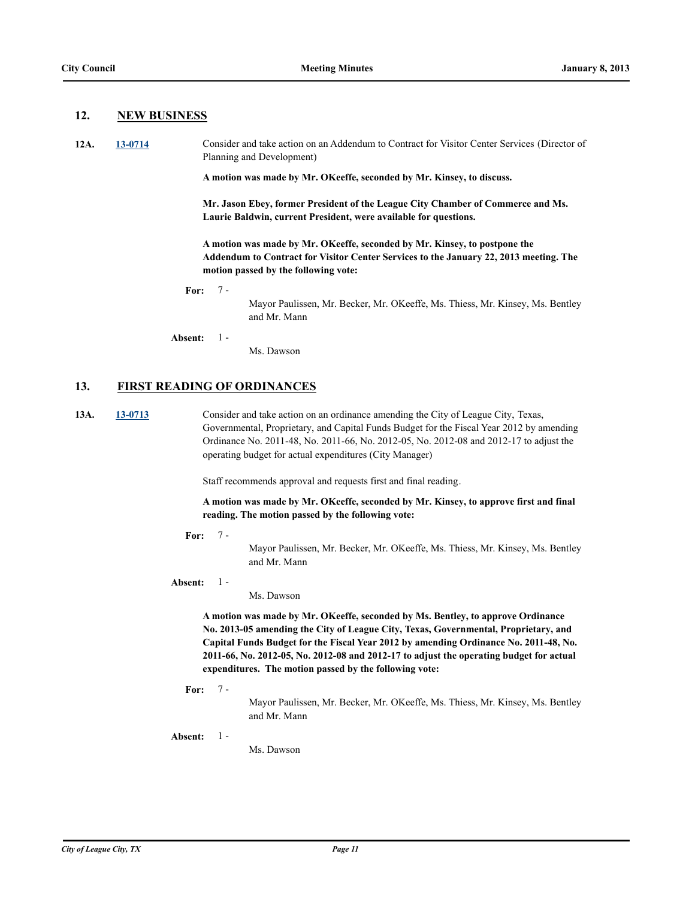## 12. NEW BUSINESS

**12A.** 13-0714

Consider and take action on an Addendum to Contract for Visitor Center Services (Director of Planning and Development)

**A motion was made by Mr. OKeeffe, seconded by Mr. Kinsey, to discuss.**

**Mr. Jason Ebey, former President of the League City Chamber of Commerce and Ms. Laurie Baldwin, current President, were available for questions.**

**A motion was made by Mr. OKeeffe, seconded by Mr. Kinsey, to postpone the Addendum to Contract for Visitor Center Services to the January 22, 2013 meeting. The motion passed by the following vote:**

**For:** 7 - Mayor Paulissen, Mr. Becker, Mr. OKeeffe, Ms. Thiess, Mr. Kinsey, Ms. Bentley and Mr. Mann

**Absent:** 1 - Ms. Dawson

## 13. FIRST READING OF ORDINANCES

**13A.** 13-0713

Consider and take action on an ordinance amending the City of League City, Texas, Governmental, Proprietary, and Capital Funds Budget for the Fiscal Year 2012 by amending Ordinance No. 2011-48, No. 2011-66, No. 2012-05, No. 2012-08 and 2012-17 to adjust the operating budget for actual expenditures (City Manager)

Staff recommends approval and requests first and final reading.

**A motion was made by Mr. OKeeffe, seconded by Mr. Kinsey, to approve first and final reading. The motion passed by the following vote:**

**For:** 7 - Mayor Paulissen, Mr. Becker, Mr. OKeeffe, Ms. Thiess, Mr. Kinsey, Ms. Bentley and Mr. Mann

**Absent:** 1 - Ms. Dawson

**A motion was made by Mr. OKeeffe, seconded by Ms. Bentley, to approve Ordinance No. 2013-05 amending the City of League City, Texas, Governmental, Proprietary, and Capital Funds Budget for the Fiscal Year 2012 by amending Ordinance No. 2011-48, No. 2011-66, No. 2012-05, No. 2012-08 and 2012-17 to adjust the operating budget for actual expenditures. The motion passed by the following vote:**

**For:** 7 - Mayor Paulissen, Mr. Becker, Mr. OKeeffe, Ms. Thiess, Mr. Kinsey, Ms. Bentley and Mr. Mann

**Absent:** 1 - Ms. Dawson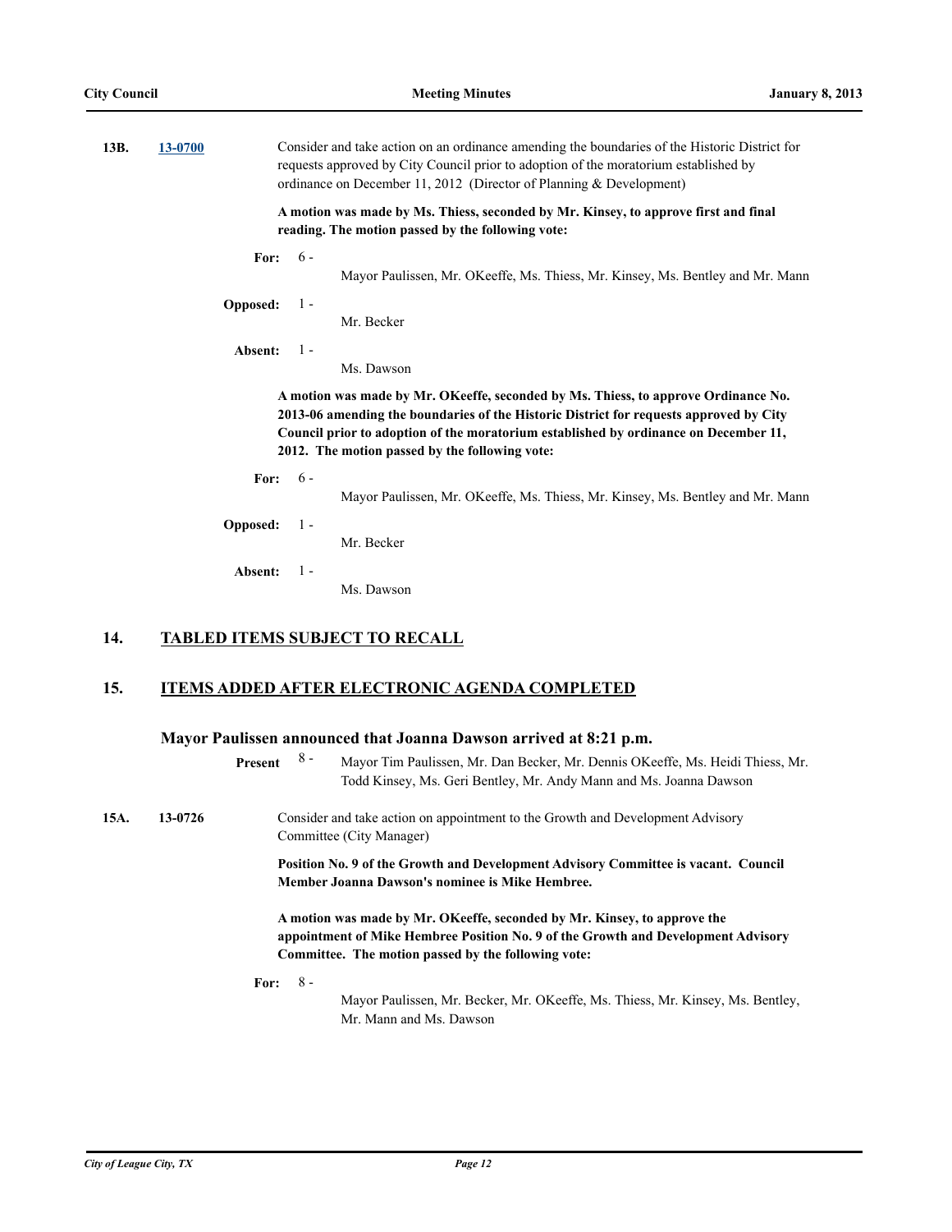**13B.** **13-0700**

Consider and take action on an ordinance amending the boundaries of the Historic District for requests approved by City Council prior to adoption of the moratorium established by ordinance on December 11, 2012 (Director of Planning & Development)

**A motion was made by Ms. Thiess, seconded by Mr. Kinsey, to approve first and final reading. The motion passed by the following vote:**

**For:** 6 - Mayor Paulissen, Mr. OKeeffe, Ms. Thiess, Mr. Kinsey, Ms. Bentley and Mr. Mann

**Opposed:** 1 - Mr. Becker

**Absent:** 1 - Ms. Dawson

**A motion was made by Mr. OKeeffe, seconded by Ms. Thiess, to approve Ordinance No. 2013-06 amending the boundaries of the Historic District for requests approved by City Council prior to adoption of the moratorium established by ordinance on December 11, 2012. The motion passed by the following vote:**

**For:** 6 - Mayor Paulissen, Mr. OKeeffe, Ms. Thiess, Mr. Kinsey, Ms. Bentley and Mr. Mann

**Opposed:** 1 - Mr. Becker

**Absent:** 1 - Ms. Dawson

## 14. TABLED ITEMS SUBJECT TO RECALL

## 15. ITEMS ADDED AFTER ELECTRONIC AGENDA COMPLETED

### Mayor Paulissen announced that Joanna Dawson arrived at 8:21 p.m.

**Present** 8 - Mayor Tim Paulissen, Mr. Dan Becker, Mr. Dennis OKeeffe, Ms. Heidi Thiess, Mr. Todd Kinsey, Ms. Geri Bentley, Mr. Andy Mann and Ms. Joanna Dawson

**15A.** **13-0726**

Consider and take action on appointment to the Growth and Development Advisory Committee (City Manager)

**Position No. 9 of the Growth and Development Advisory Committee is vacant. Council Member Joanna Dawson's nominee is Mike Hembree.**

**A motion was made by Mr. OKeeffe, seconded by Mr. Kinsey, to approve the appointment of Mike Hembree Position No. 9 of the Growth and Development Advisory Committee. The motion passed by the following vote:**

**For:** 8 - Mayor Paulissen, Mr. Becker, Mr. OKeeffe, Ms. Thiess, Mr. Kinsey, Ms. Bentley, Mr. Mann and Ms. Dawson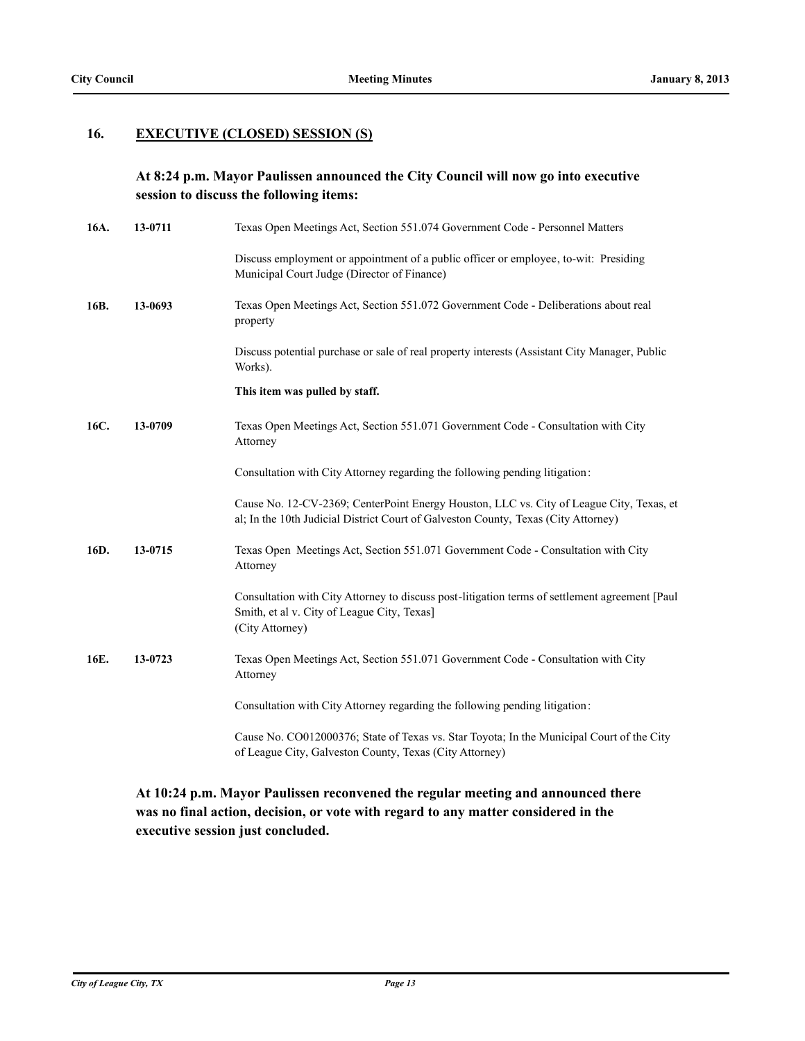## 16. EXECUTIVE (CLOSED) SESSION (S)

**At 8:24 p.m. Mayor Paulissen announced the City Council will now go into executive session to discuss the following items:**

**16A. 13-0711** Texas Open Meetings Act, Section 551.074 Government Code - Personnel Matters

Discuss employment or appointment of a public officer or employee, to-wit: Presiding Municipal Court Judge (Director of Finance)

**16B. 13-0693** Texas Open Meetings Act, Section 551.072 Government Code - Deliberations about real property

Discuss potential purchase or sale of real property interests (Assistant City Manager, Public Works).

**This item was pulled by staff.**

**16C. 13-0709** Texas Open Meetings Act, Section 551.071 Government Code - Consultation with City Attorney

Consultation with City Attorney regarding the following pending litigation:

Cause No. 12-CV-2369; CenterPoint Energy Houston, LLC vs. City of League City, Texas, et al; In the 10th Judicial District Court of Galveston County, Texas (City Attorney)

**16D. 13-0715** Texas Open Meetings Act, Section 551.071 Government Code - Consultation with City Attorney

Consultation with City Attorney to discuss post-litigation terms of settlement agreement [Paul Smith, et al v. City of League City, Texas]
(City Attorney)

**16E. 13-0723** Texas Open Meetings Act, Section 551.071 Government Code - Consultation with City Attorney

Consultation with City Attorney regarding the following pending litigation:

Cause No. CO012000376; State of Texas vs. Star Toyota; In the Municipal Court of the City of League City, Galveston County, Texas (City Attorney)

**At 10:24 p.m. Mayor Paulissen reconvened the regular meeting and announced there was no final action, decision, or vote with regard to any matter considered in the executive session just concluded.**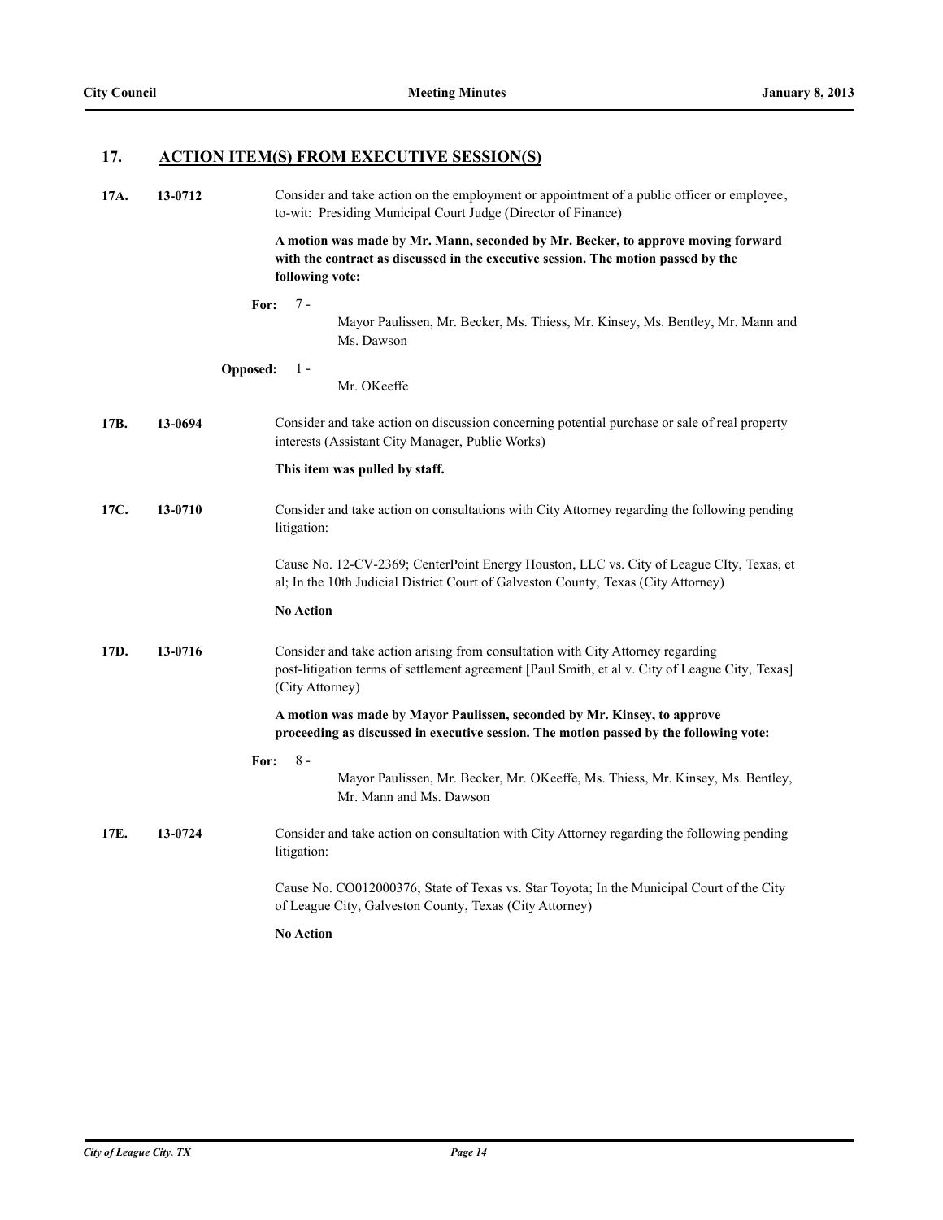## 17. ACTION ITEM(S) FROM EXECUTIVE SESSION(S)

**17A. 13-0712**

Consider and take action on the employment or appointment of a public officer or employee, to-wit: Presiding Municipal Court Judge (Director of Finance)

**A motion was made by Mr. Mann, seconded by Mr. Becker, to approve moving forward with the contract as discussed in the executive session. The motion passed by the following vote:**

**For:** 7 - Mayor Paulissen, Mr. Becker, Ms. Thiess, Mr. Kinsey, Ms. Bentley, Mr. Mann and Ms. Dawson

**Opposed:** 1 - Mr. OKeeffe

**17B. 13-0694**

Consider and take action on discussion concerning potential purchase or sale of real property interests (Assistant City Manager, Public Works)

**This item was pulled by staff.**

**17C. 13-0710**

Consider and take action on consultations with City Attorney regarding the following pending litigation:

Cause No. 12-CV-2369; CenterPoint Energy Houston, LLC vs. City of League CIty, Texas, et al; In the 10th Judicial District Court of Galveston County, Texas (City Attorney)

**No Action**

**17D. 13-0716**

Consider and take action arising from consultation with City Attorney regarding post-litigation terms of settlement agreement [Paul Smith, et al v. City of League City, Texas] (City Attorney)

**A motion was made by Mayor Paulissen, seconded by Mr. Kinsey, to approve proceeding as discussed in executive session. The motion passed by the following vote:**

**For:** 8 - Mayor Paulissen, Mr. Becker, Mr. OKeeffe, Ms. Thiess, Mr. Kinsey, Ms. Bentley, Mr. Mann and Ms. Dawson

**17E. 13-0724**

Consider and take action on consultation with City Attorney regarding the following pending litigation:

Cause No. CO012000376; State of Texas vs. Star Toyota; In the Municipal Court of the City of League City, Galveston County, Texas (City Attorney)

**No Action**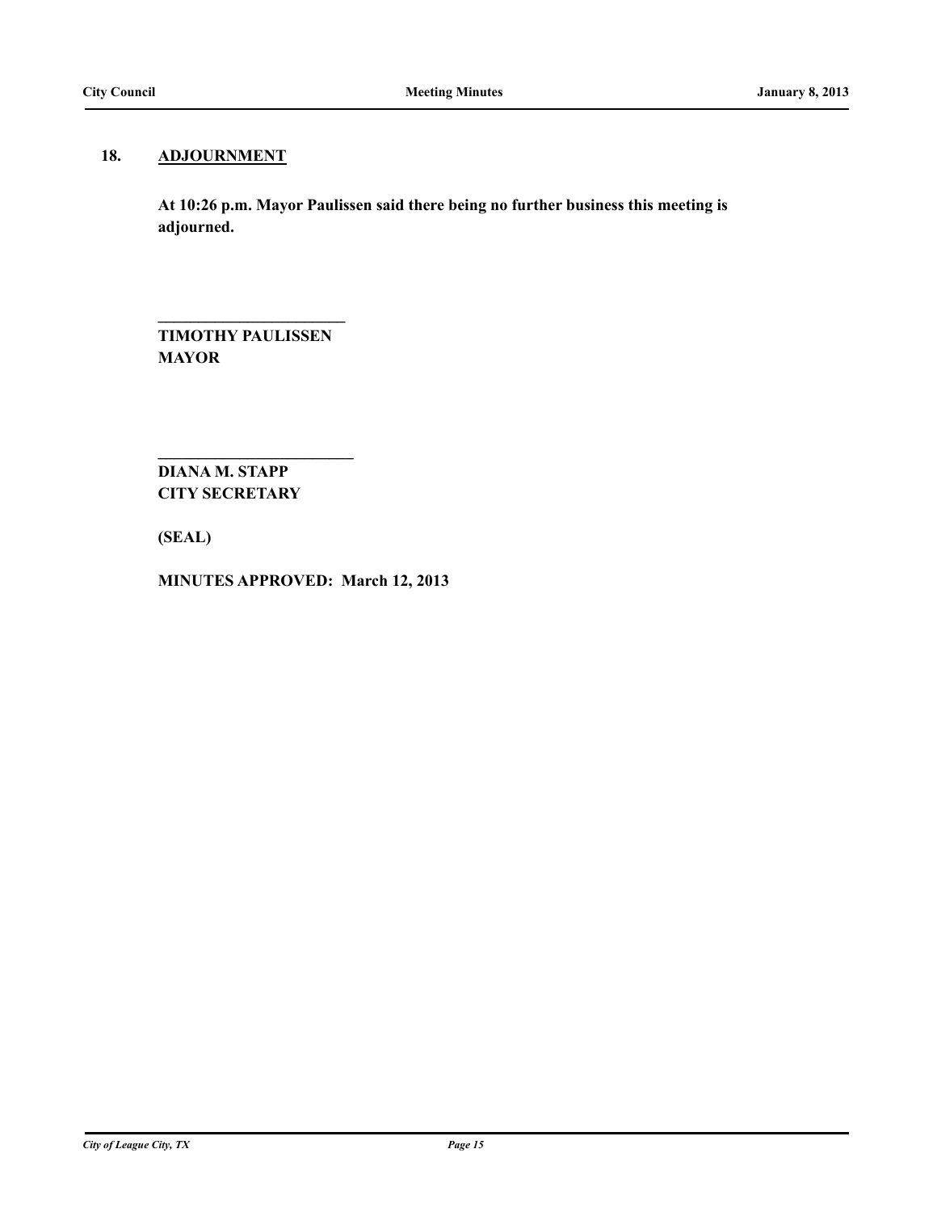## 18. ADJOURNMENT

**At 10:26 p.m. Mayor Paulissen said there being no further business this meeting is adjourned.**

**\_\_\_\_\_\_\_\_\_\_\_\_\_\_\_\_\_\_\_\_\_\_\_\_**

**TIMOTHY PAULISSEN**
**MAYOR**

**\_\_\_\_\_\_\_\_\_\_\_\_\_\_\_\_\_\_\_\_\_\_\_\_\_**

**DIANA M. STAPP**
**CITY SECRETARY**

**(SEAL)**

**MINUTES APPROVED: March 12, 2013**